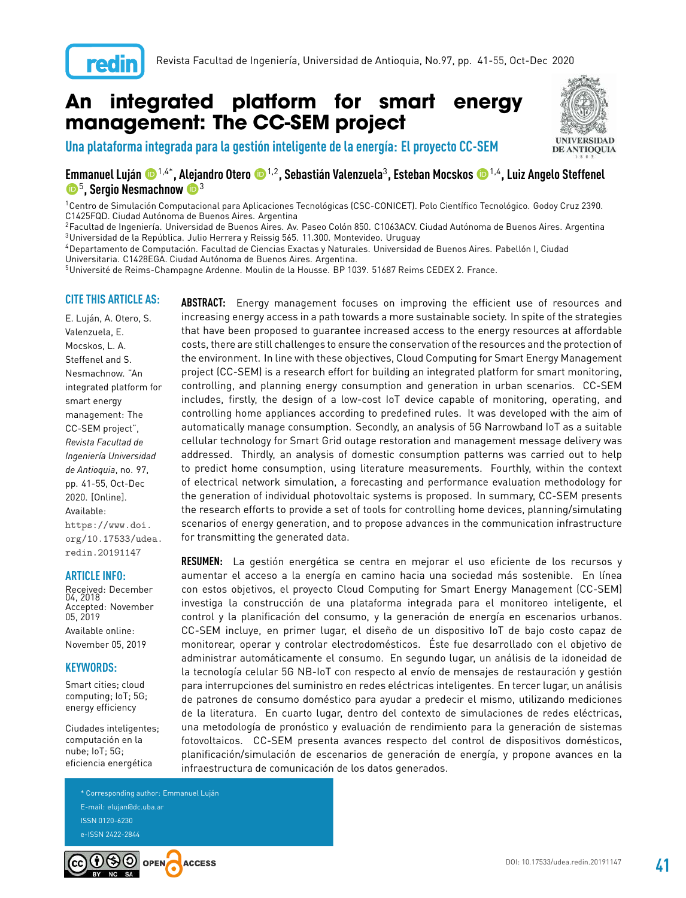# An integrated platform for smart energy management: The CC-SEM project

## Una plataforma integrada para la gestión inteligente de la energía: El proyecto CC-SEM

**Emmanuel Luján** [1,4*], **Alejandro Otero** [1,2], **Sebastián Valenzuela** [3], **Esteban Mocskos** [1,4], **Luiz Angelo Steffenel** [5], **Sergio Nesmachnow** [3]

[1] Centro de Simulación Computacional para Aplicaciones Tecnológicas (CSC-CONICET). Polo Científico Tecnológico. Godoy Cruz 2390. C1425FQD. Ciudad Autónoma de Buenos Aires. Argentina

[2] Facultad de Ingeniería. Universidad de Buenos Aires. Av. Paseo Colón 850. C1063ACV. Ciudad Autónoma de Buenos Aires. Argentina

[3] Universidad de la República. Julio Herrera y Reissig 565. 11.300. Montevideo. Uruguay

[4] Departamento de Computación. Facultad de Ciencias Exactas y Naturales. Universidad de Buenos Aires. Pabellón I, Ciudad Universitaria. C1428EGA. Ciudad Autónoma de Buenos Aires. Argentina.

[5] Université de Reims-Champagne Ardenne. Moulin de la Housse. BP 1039. 51687 Reims CEDEX 2. France.

**CITE THIS ARTICLE AS:**

E. Luján, A. Otero, S. Valenzuela, E. Mocskos, L. A. Steffenel and S. Nesmachnow. "An integrated platform for smart energy management: The CC-SEM project", *Revista Facultad de Ingeniería Universidad de Antioquia*, no. 97, pp. 41-55, Oct-Dec 2020. [Online]. Available: https://www.doi.org/10.17533/udea.redin.20191147

**ARTICLE INFO:**

Received: December 04, 2018
Accepted: November 05, 2019
Available online: November 05, 2019

**KEYWORDS:**

Smart cities; cloud computing; IoT; 5G; energy efficiency

Ciudades inteligentes; computación en la nube; IoT; 5G; eficiencia energética

**ABSTRACT:** Energy management focuses on improving the efficient use of resources and increasing energy access in a path towards a more sustainable society. In spite of the strategies that have been proposed to guarantee increased access to the energy resources at affordable costs, there are still challenges to ensure the conservation of the resources and the protection of the environment. In line with these objectives, Cloud Computing for Smart Energy Management project (CC-SEM) is a research effort for building an integrated platform for smart monitoring, controlling, and planning energy consumption and generation in urban scenarios. CC-SEM includes, firstly, the design of a low-cost IoT device capable of monitoring, operating, and controlling home appliances according to predefined rules. It was developed with the aim of automatically manage consumption. Secondly, an analysis of 5G Narrowband IoT as a suitable cellular technology for Smart Grid outage restoration and management message delivery was addressed. Thirdly, an analysis of domestic consumption patterns was carried out to help to predict home consumption, using literature measurements. Fourthly, within the context of electrical network simulation, a forecasting and performance evaluation methodology for the generation of individual photovoltaic systems is proposed. In summary, CC-SEM presents the research efforts to provide a set of tools for controlling home devices, planning/simulating scenarios of energy generation, and to propose advances in the communication infrastructure for transmitting the generated data.

**RESUMEN:** La gestión energética se centra en mejorar el uso eficiente de los recursos y aumentar el acceso a la energía en camino hacia una sociedad más sostenible. En línea con estos objetivos, el proyecto Cloud Computing for Smart Energy Management (CC-SEM) investiga la construcción de una plataforma integrada para el monitoreo inteligente, el control y la planificación del consumo, y la generación de energía en escenarios urbanos. CC-SEM incluye, en primer lugar, el diseño de un dispositivo IoT de bajo costo capaz de monitorear, operar y controlar electrodomésticos. Éste fue desarrollado con el objetivo de administrar automáticamente el consumo. En segundo lugar, un análisis de la idoneidad de la tecnología celular 5G NB-IoT con respecto al envío de mensajes de restauración y gestión para interrupciones del suministro en redes eléctricas inteligentes. En tercer lugar, un análisis de patrones de consumo doméstico para ayudar a predecir el mismo, utilizando mediciones de la literatura. En cuarto lugar, dentro del contexto de simulaciones de redes eléctricas, una metodología de pronóstico y evaluación de rendimiento para la generación de sistemas fotovoltaicos. CC-SEM presenta avances respecto del control de dispositivos domésticos, planificación/simulación de escenarios de generación de energía, y propone avances en la infraestructura de comunicación de los datos generados.

\* Corresponding author: Emmanuel Luján
E-mail: elujan@dc.uba.ar
ISSN 0120-6230
e-ISSN 2422-2844

DOI: 10.17533/udea.redin.20191147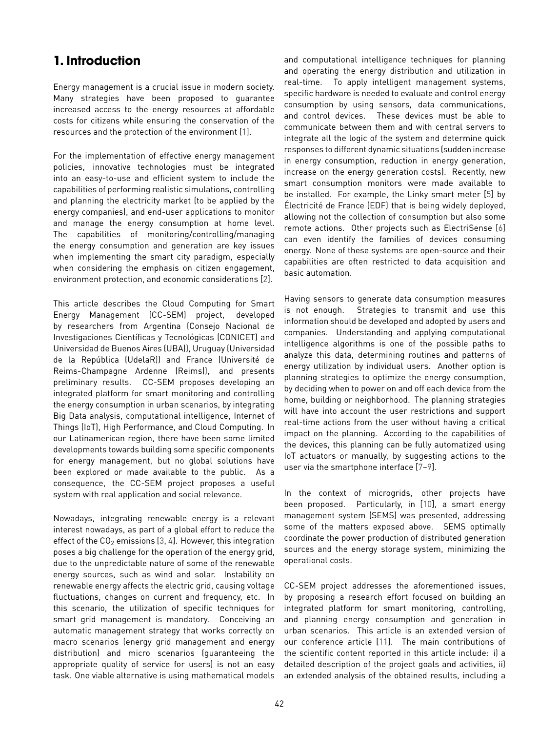## 1. Introduction

Energy management is a crucial issue in modern society. Many strategies have been proposed to guarantee increased access to the energy resources at affordable costs for citizens while ensuring the conservation of the resources and the protection of the environment [1].

For the implementation of effective energy management policies, innovative technologies must be integrated into an easy-to-use and efficient system to include the capabilities of performing realistic simulations, controlling and planning the electricity market (to be applied by the energy companies), and end-user applications to monitor and manage the energy consumption at home level. The capabilities of monitoring/controlling/managing the energy consumption and generation are key issues when implementing the smart city paradigm, especially when considering the emphasis on citizen engagement, environment protection, and economic considerations [2].

This article describes the Cloud Computing for Smart Energy Management (CC-SEM) project, developed by researchers from Argentina (Consejo Nacional de Investigaciones Científicas y Tecnológicas (CONICET) and Universidad de Buenos Aires (UBA)), Uruguay (Universidad de la República (UdelaR)) and France (Université de Reims-Champagne Ardenne (Reims)), and presents preliminary results. CC-SEM proposes developing an integrated platform for smart monitoring and controlling the energy consumption in urban scenarios, by integrating Big Data analysis, computational intelligence, Internet of Things (IoT), High Performance, and Cloud Computing. In our Latinamerican region, there have been some limited developments towards building some specific components for energy management, but no global solutions have been explored or made available to the public. As a consequence, the CC-SEM project proposes a useful system with real application and social relevance.

Nowadays, integrating renewable energy is a relevant interest nowadays, as part of a global effort to reduce the effect of the $CO_2$ emissions [3, 4]. However, this integration poses a big challenge for the operation of the energy grid, due to the unpredictable nature of some of the renewable energy sources, such as wind and solar. Instability on renewable energy affects the electric grid, causing voltage fluctuations, changes on current and frequency, etc. In this scenario, the utilization of specific techniques for smart grid management is mandatory. Conceiving an automatic management strategy that works correctly on macro scenarios (energy grid management and energy distribution) and micro scenarios (guaranteeing the appropriate quality of service for users) is not an easy task. One viable alternative is using mathematical models and computational intelligence techniques for planning and operating the energy distribution and utilization in real-time. To apply intelligent management systems, specific hardware is needed to evaluate and control energy consumption by using sensors, data communications, and control devices. These devices must be able to communicate between them and with central servers to integrate all the logic of the system and determine quick responses to different dynamic situations (sudden increase in energy consumption, reduction in energy generation, increase on the energy generation costs). Recently, new smart consumption monitors were made available to be installed. For example, the Linky smart meter [5] by Électricité de France (EDF) that is being widely deployed, allowing not the collection of consumption but also some remote actions. Other projects such as ElectriSense [6] can even identify the families of devices consuming energy. None of these systems are open-source and their capabilities are often restricted to data acquisition and basic automation.

Having sensors to generate data consumption measures is not enough. Strategies to transmit and use this information should be developed and adopted by users and companies. Understanding and applying computational intelligence algorithms is one of the possible paths to analyze this data, determining routines and patterns of energy utilization by individual users. Another option is planning strategies to optimize the energy consumption, by deciding when to power on and off each device from the home, building or neighborhood. The planning strategies will have into account the user restrictions and support real-time actions from the user without having a critical impact on the planning. According to the capabilities of the devices, this planning can be fully automatized using IoT actuators or manually, by suggesting actions to the user via the smartphone interface [7–9].

In the context of microgrids, other projects have been proposed. Particularly, in [10], a smart energy management system (SEMS) was presented, addressing some of the matters exposed above. SEMS optimally coordinate the power production of distributed generation sources and the energy storage system, minimizing the operational costs.

CC-SEM project addresses the aforementioned issues, by proposing a research effort focused on building an integrated platform for smart monitoring, controlling, and planning energy consumption and generation in urban scenarios. This article is an extended version of our conference article [11]. The main contributions of the scientific content reported in this article include: i) a detailed description of the project goals and activities, ii) an extended analysis of the obtained results, including a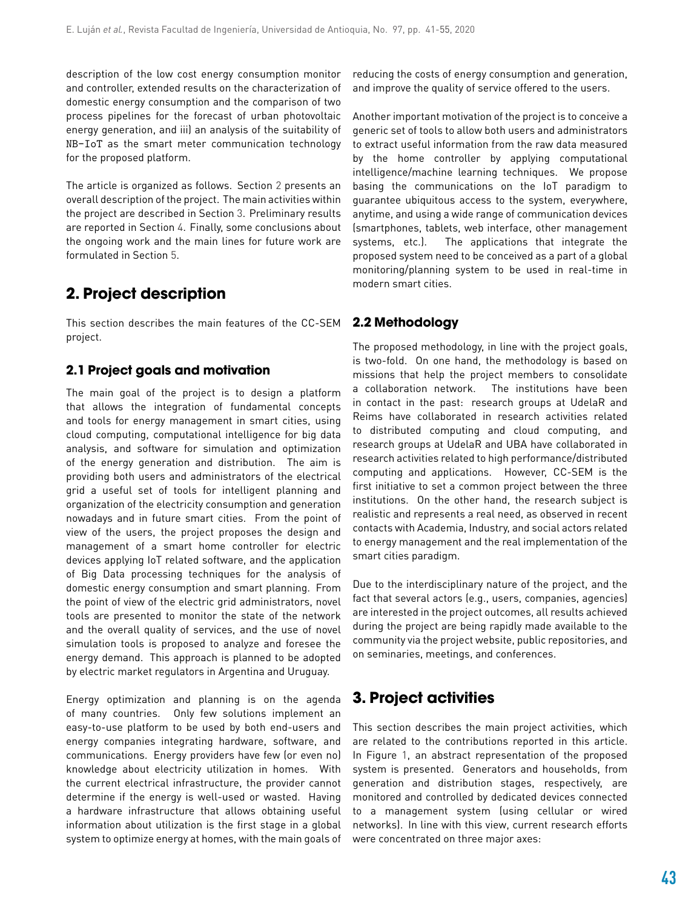description of the low cost energy consumption monitor and controller, extended results on the characterization of domestic energy consumption and the comparison of two process pipelines for the forecast of urban photovoltaic energy generation, and iii) an analysis of the suitability of NB-IoT as the smart meter communication technology for the proposed platform.

The article is organized as follows. Section 2 presents an overall description of the project. The main activities within the project are described in Section 3. Preliminary results are reported in Section 4. Finally, some conclusions about the ongoing work and the main lines for future work are formulated in Section 5.

## 2. Project description

This section describes the main features of the CC-SEM project.

### 2.1 Project goals and motivation

The main goal of the project is to design a platform that allows the integration of fundamental concepts and tools for energy management in smart cities, using cloud computing, computational intelligence for big data analysis, and software for simulation and optimization of the energy generation and distribution. The aim is providing both users and administrators of the electrical grid a useful set of tools for intelligent planning and organization of the electricity consumption and generation nowadays and in future smart cities. From the point of view of the users, the project proposes the design and management of a smart home controller for electric devices applying IoT related software, and the application of Big Data processing techniques for the analysis of domestic energy consumption and smart planning. From the point of view of the electric grid administrators, novel tools are presented to monitor the state of the network and the overall quality of services, and the use of novel simulation tools is proposed to analyze and foresee the energy demand. This approach is planned to be adopted by electric market regulators in Argentina and Uruguay.

Energy optimization and planning is on the agenda of many countries. Only few solutions implement an easy-to-use platform to be used by both end-users and energy companies integrating hardware, software, and communications. Energy providers have few (or even no) knowledge about electricity utilization in homes. With the current electrical infrastructure, the provider cannot determine if the energy is well-used or wasted. Having a hardware infrastructure that allows obtaining useful information about utilization is the first stage in a global system to optimize energy at homes, with the main goals of reducing the costs of energy consumption and generation, and improve the quality of service offered to the users.

Another important motivation of the project is to conceive a generic set of tools to allow both users and administrators to extract useful information from the raw data measured by the home controller by applying computational intelligence/machine learning techniques. We propose basing the communications on the IoT paradigm to guarantee ubiquitous access to the system, everywhere, anytime, and using a wide range of communication devices (smartphones, tablets, web interface, other management systems, etc.). The applications that integrate the proposed system need to be conceived as a part of a global monitoring/planning system to be used in real-time in modern smart cities.

### 2.2 Methodology

The proposed methodology, in line with the project goals, is two-fold. On one hand, the methodology is based on missions that help the project members to consolidate a collaboration network. The institutions have been in contact in the past: research groups at UdelaR and Reims have collaborated in research activities related to distributed computing and cloud computing, and research groups at UdelaR and UBA have collaborated in research activities related to high performance/distributed computing and applications. However, CC-SEM is the first initiative to set a common project between the three institutions. On the other hand, the research subject is realistic and represents a real need, as observed in recent contacts with Academia, Industry, and social actors related to energy management and the real implementation of the smart cities paradigm.

Due to the interdisciplinary nature of the project, and the fact that several actors (e.g., users, companies, agencies) are interested in the project outcomes, all results achieved during the project are being rapidly made available to the community via the project website, public repositories, and on seminaries, meetings, and conferences.

## 3. Project activities

This section describes the main project activities, which are related to the contributions reported in this article. In Figure 1, an abstract representation of the proposed system is presented. Generators and households, from generation and distribution stages, respectively, are monitored and controlled by dedicated devices connected to a management system (using cellular or wired networks). In line with this view, current research efforts were concentrated on three major axes: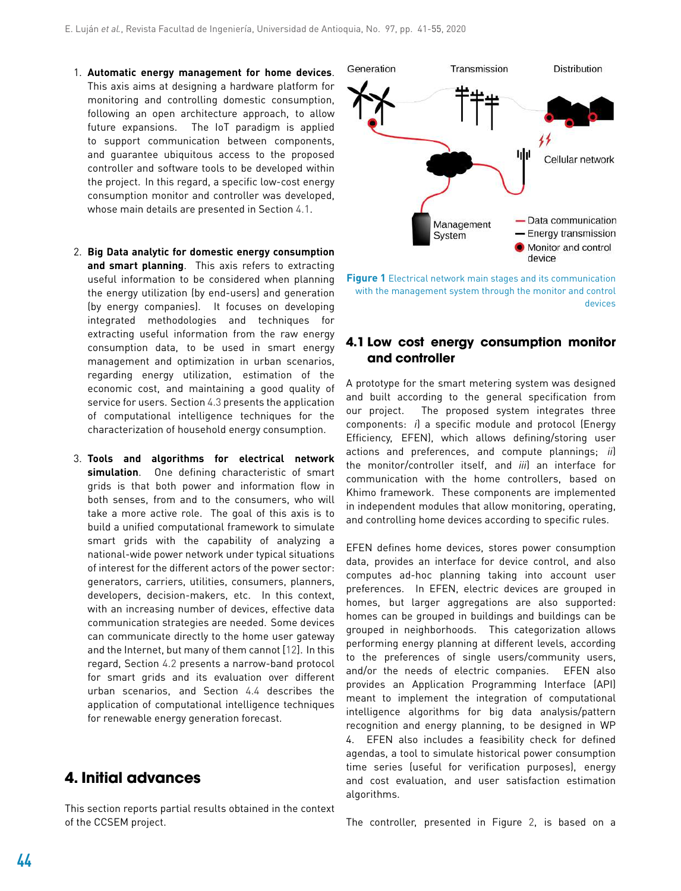1. **Automatic energy management for home devices**. This axis aims at designing a hardware platform for monitoring and controlling domestic consumption, following an open architecture approach, to allow future expansions. The IoT paradigm is applied to support communication between components, and guarantee ubiquitous access to the proposed controller and software tools to be developed within the project. In this regard, a specific low-cost energy consumption monitor and controller was developed, whose main details are presented in Section 4.1.

2. **Big Data analytic for domestic energy consumption and smart planning**. This axis refers to extracting useful information to be considered when planning the energy utilization (by end-users) and generation (by energy companies). It focuses on developing integrated methodologies and techniques for extracting useful information from the raw energy consumption data, to be used in smart energy management and optimization in urban scenarios, regarding energy utilization, estimation of the economic cost, and maintaining a good quality of service for users. Section 4.3 presents the application of computational intelligence techniques for the characterization of household energy consumption.

3. **Tools and algorithms for electrical network simulation**. One defining characteristic of smart grids is that both power and information flow in both senses, from and to the consumers, who will take a more active role. The goal of this axis is to build a unified computational framework to simulate smart grids with the capability of analyzing a national-wide power network under typical situations of interest for the different actors of the power sector: generators, carriers, utilities, consumers, planners, developers, decision-makers, etc. In this context, with an increasing number of devices, effective data communication strategies are needed. Some devices can communicate directly to the home user gateway and the Internet, but many of them cannot [12]. In this regard, Section 4.2 presents a narrow-band protocol for smart grids and its evaluation over different urban scenarios, and Section 4.4 describes the application of computational intelligence techniques for renewable energy generation forecast.

# 4. Initial advances

This section reports partial results obtained in the context of the CCSEM project.

Figure 1 Electrical network main stages and its communication with the management system through the monitor and control devices

## 4.1 Low cost energy consumption monitor and controller

A prototype for the smart metering system was designed and built according to the general specification from our project. The proposed system integrates three components: *i)* a specific module and protocol (Energy Efficiency, EFEN), which allows defining/storing user actions and preferences, and compute plannings; *ii)* the monitor/controller itself, and *iii)* an interface for communication with the home controllers, based on Khimo framework. These components are implemented in independent modules that allow monitoring, operating, and controlling home devices according to specific rules.

EFEN defines home devices, stores power consumption data, provides an interface for device control, and also computes ad-hoc planning taking into account user preferences. In EFEN, electric devices are grouped in homes, but larger aggregations are also supported: homes can be grouped in buildings and buildings can be grouped in neighborhoods. This categorization allows performing energy planning at different levels, according to the preferences of single users/community users, and/or the needs of electric companies. EFEN also provides an Application Programming Interface (API) meant to implement the integration of computational intelligence algorithms for big data analysis/pattern recognition and energy planning, to be designed in WP 4. EFEN also includes a feasibility check for defined agendas, a tool to simulate historical power consumption time series (useful for verification purposes), energy and cost evaluation, and user satisfaction estimation algorithms.

The controller, presented in Figure 2, is based on a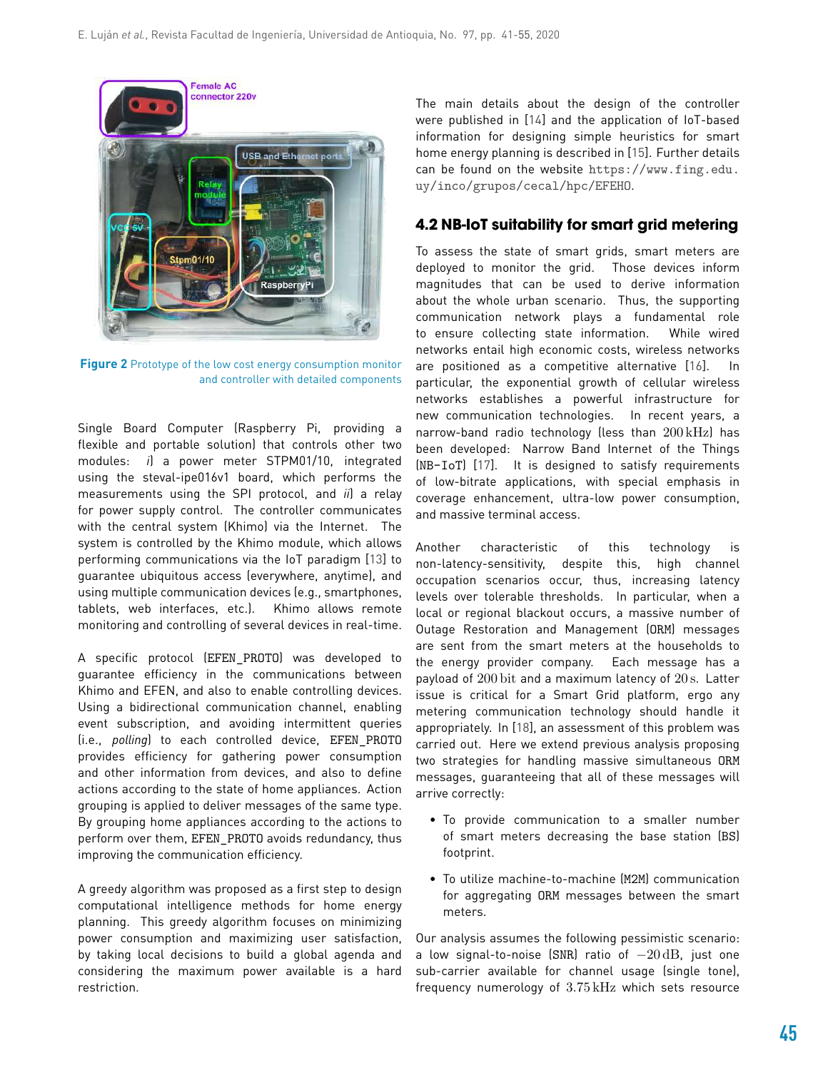Figure 2 Prototype of the low cost energy consumption monitor and controller with detailed components

Single Board Computer (Raspberry Pi, providing a flexible and portable solution) that controls other two modules: *i*) a power meter STPM01/10, integrated using the steval-ipe016v1 board, which performs the measurements using the SPI protocol, and *ii*) a relay for power supply control. The controller communicates with the central system (Khimo) via the Internet. The system is controlled by the Khimo module, which allows performing communications via the IoT paradigm [13] to guarantee ubiquitous access (everywhere, anytime), and using multiple communication devices (e.g., smartphones, tablets, web interfaces, etc.). Khimo allows remote monitoring and controlling of several devices in real-time.

A specific protocol (EFEN_PROTO) was developed to guarantee efficiency in the communications between Khimo and EFEN, and also to enable controlling devices. Using a bidirectional communication channel, enabling event subscription, and avoiding intermittent queries (i.e., *polling*) to each controlled device, EFEN_PROTO provides efficiency for gathering power consumption and other information from devices, and also to define actions according to the state of home appliances. Action grouping is applied to deliver messages of the same type. By grouping home appliances according to the actions to perform over them, EFEN_PROTO avoids redundancy, thus improving the communication efficiency.

A greedy algorithm was proposed as a first step to design computational intelligence methods for home energy planning. This greedy algorithm focuses on minimizing power consumption and maximizing user satisfaction, by taking local decisions to build a global agenda and considering the maximum power available is a hard restriction.

The main details about the design of the controller were published in [14] and the application of IoT-based information for designing simple heuristics for smart home energy planning is described in [15]. Further details can be found on the website https://www.fing.edu.uy/inco/grupos/cecal/hpc/EFEHO.

## 4.2 NB-IoT suitability for smart grid metering

To assess the state of smart grids, smart meters are deployed to monitor the grid. Those devices inform magnitudes that can be used to derive information about the whole urban scenario. Thus, the supporting communication network plays a fundamental role to ensure collecting state information. While wired networks entail high economic costs, wireless networks are positioned as a competitive alternative [16]. In particular, the exponential growth of cellular wireless networks establishes a powerful infrastructure for new communication technologies. In recent years, a narrow-band radio technology (less than $200\,\mathrm{kHz}$) has been developed: Narrow Band Internet of the Things (NB-IoT) [17]. It is designed to satisfy requirements of low-bitrate applications, with special emphasis in coverage enhancement, ultra-low power consumption, and massive terminal access.

Another characteristic of this technology is non-latency-sensitivity, despite this, high channel occupation scenarios occur, thus, increasing latency levels over tolerable thresholds. In particular, when a local or regional blackout occurs, a massive number of Outage Restoration and Management (ORM) messages are sent from the smart meters at the households to the energy provider company. Each message has a payload of $200\,\mathrm{bit}$ and a maximum latency of $20\,\mathrm{s}$. Latter issue is critical for a Smart Grid platform, ergo any metering communication technology should handle it appropriately. In [18], an assessment of this problem was carried out. Here we extend previous analysis proposing two strategies for handling massive simultaneous ORM messages, guaranteeing that all of these messages will arrive correctly:

- To provide communication to a smaller number of smart meters decreasing the base station (BS) footprint.
- To utilize machine-to-machine (M2M) communication for aggregating ORM messages between the smart meters.

Our analysis assumes the following pessimistic scenario: a low signal-to-noise (SNR) ratio of $-20\,\mathrm{dB}$, just one sub-carrier available for channel usage (single tone), frequency numerology of $3.75\,\mathrm{kHz}$ which sets resource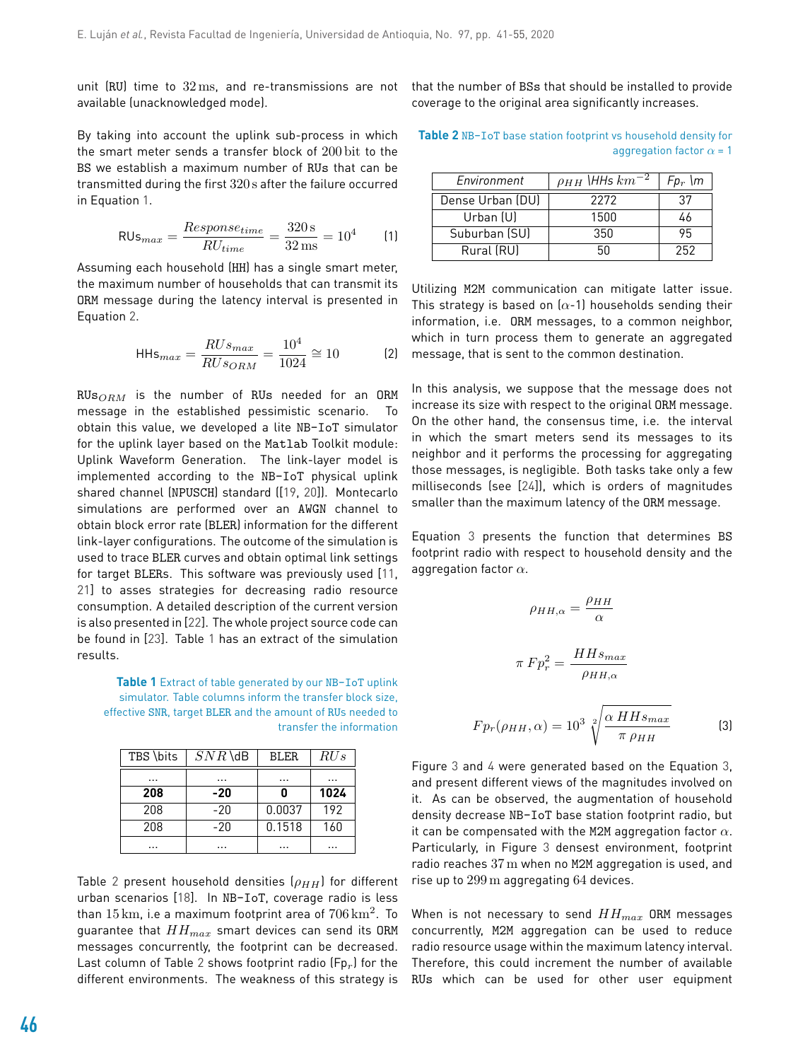unit (RU) time to $32\,\text{ms}$, and re-transmissions are not available (unacknowledged mode).

By taking into account the uplink sub-process in which the smart meter sends a transfer block of $200\,\text{bit}$ to the BS we establish a maximum number of RUs that can be transmitted during the first $320\,\text{s}$ after the failure occurred in Equation 1.

$$\text{RUs}_{max} = \frac{Response_{time}}{RU_{time}} = \frac{320\,\text{s}}{32\,\text{ms}} = 10^4 \quad (1)$$

Assuming each household (HH) has a single smart meter, the maximum number of households that can transmit its ORM message during the latency interval is presented in Equation 2.

$$\text{HHs}_{max} = \frac{RUs_{max}}{RUs_{ORM}} = \frac{10^4}{1024} \cong 10 \quad (2)$$

$\text{RUs}_{ORM}$ is the number of RUs needed for an ORM message in the established pessimistic scenario. To obtain this value, we developed a lite NB-IoT simulator for the uplink layer based on the Matlab Toolkit module: Uplink Waveform Generation. The link-layer model is implemented according to the NB-IoT physical uplink shared channel (NPUSCH) standard ([19, 20]). Montecarlo simulations are performed over an AWGN channel to obtain block error rate (BLER) information for the different link-layer configurations. The outcome of the simulation is used to trace BLER curves and obtain optimal link settings for target BLERs. This software was previously used [11, 21] to asses strategies for decreasing radio resource consumption. A detailed description of the current version is also presented in [22]. The whole project source code can be found in [23]. Table 1 has an extract of the simulation results.

**Table 1** Extract of table generated by our NB-IoT uplink simulator. Table columns inform the transfer block size, effective SNR, target BLER and the amount of RUs needed to transfer the information

| TBS \bits | $SNR$ \dB | BLER | $RUs$ |
|---|---|---|---|
| ... | ... | ... | ... |
| **208** | **-20** | **0** | **1024** |
| 208 | -20 | 0.0037 | 192 |
| 208 | -20 | 0.1518 | 160 |
| ... | ... | ... | ... |

Table 2 present household densities ($\rho_{HH}$) for different urban scenarios [18]. In NB-IoT, coverage radio is less than $15\,\text{km}$, i.e a maximum footprint area of $706\,\text{km}^2$. To guarantee that $HH_{max}$ smart devices can send its ORM messages concurrently, the footprint can be decreased. Last column of Table 2 shows footprint radio ($\text{Fp}_r$) for the different environments. The weakness of this strategy is that the number of BSs that should be installed to provide coverage to the original area significantly increases.

**Table 2** NB-IoT base station footprint vs household density for aggregation factor $\alpha$ = 1

| Environment | $\rho_{HH}$ \HHs $km^{-2}$ | $Fp_r$ \m |
|---|---|---|
| Dense Urban (DU) | 2272 | 37 |
| Urban (U) | 1500 | 46 |
| Suburban (SU) | 350 | 95 |
| Rural (RU) | 50 | 252 |

Utilizing M2M communication can mitigate latter issue. This strategy is based on ($\alpha$-1) households sending their information, i.e. ORM messages, to a common neighbor, which in turn process them to generate an aggregated message, that is sent to the common destination.

In this analysis, we suppose that the message does not increase its size with respect to the original ORM message. On the other hand, the consensus time, i.e. the interval in which the smart meters send its messages to its neighbor and it performs the processing for aggregating those messages, is negligible. Both tasks take only a few milliseconds (see [24]), which is orders of magnitudes smaller than the maximum latency of the ORM message.

Equation 3 presents the function that determines BS footprint radio with respect to household density and the aggregation factor $\alpha$.

$$\rho_{HH,\alpha} = \frac{\rho_{HH}}{\alpha}$$

$$\pi\, Fp_r^2 = \frac{HHs_{max}}{\rho_{HH,\alpha}}$$

$$Fp_r(\rho_{HH}, \alpha) = 10^3 \sqrt[2]{\frac{\alpha\, HHs_{max}}{\pi\, \rho_{HH}}} \quad (3)$$

Figure 3 and 4 were generated based on the Equation 3, and present different views of the magnitudes involved on it. As can be observed, the augmentation of household density decrease NB-IoT base station footprint radio, but it can be compensated with the M2M aggregation factor $\alpha$. Particularly, in Figure 3 densest environment, footprint radio reaches $37\,\text{m}$ when no M2M aggregation is used, and rise up to $299\,\text{m}$ aggregating $64$ devices.

When is not necessary to send $HH_{max}$ ORM messages concurrently, M2M aggregation can be used to reduce radio resource usage within the maximum latency interval. Therefore, this could increment the number of available RUs which can be used for other user equipment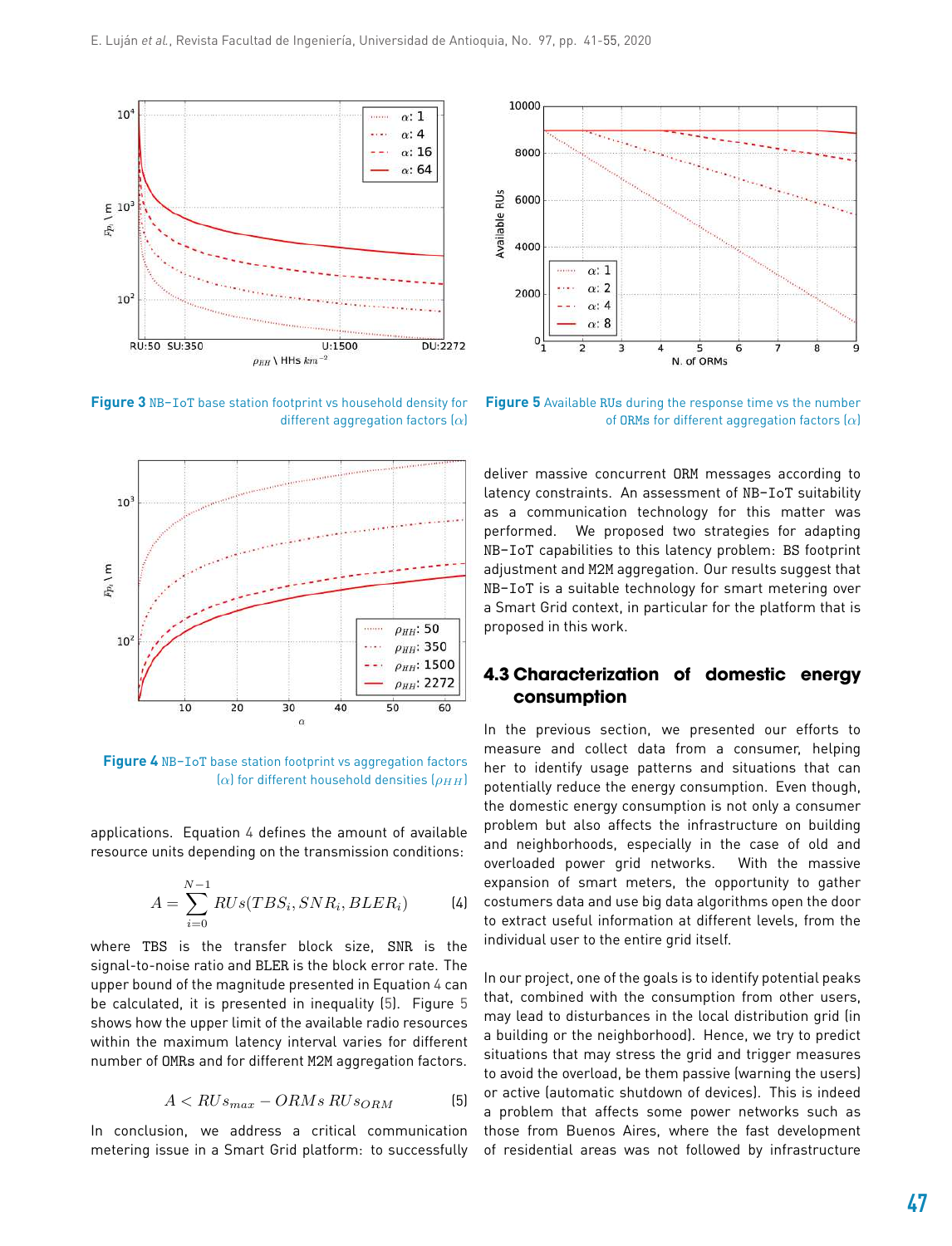Figure 3 NB-IoT base station footprint vs household density for different aggregation factors ($\alpha$)

Figure 5 Available RUs during the response time vs the number of ORMs for different aggregation factors ($\alpha$)

Figure 4 NB-IoT base station footprint vs aggregation factors ($\alpha$) for different household densities ($\rho_{HH}$)

applications. Equation 4 defines the amount of available resource units depending on the transmission conditions:

$$A = \sum_{i=0}^{N-1} RUs(TBS_i, SNR_i, BLER_i) \tag{4}$$

where TBS is the transfer block size, SNR is the signal-to-noise ratio and BLER is the block error rate. The upper bound of the magnitude presented in Equation 4 can be calculated, it is presented in inequality (5). Figure 5 shows how the upper limit of the available radio resources within the maximum latency interval varies for different number of OMRs and for different M2M aggregation factors.

$$A < RUs_{max} - ORMs\ RUs_{ORM} \tag{5}$$

In conclusion, we address a critical communication metering issue in a Smart Grid platform: to successfully deliver massive concurrent ORM messages according to latency constraints. An assessment of NB-IoT suitability as a communication technology for this matter was performed. We proposed two strategies for adapting NB-IoT capabilities to this latency problem: BS footprint adjustment and M2M aggregation. Our results suggest that NB-IoT is a suitable technology for smart metering over a Smart Grid context, in particular for the platform that is proposed in this work.

## 4.3 Characterization of domestic energy consumption

In the previous section, we presented our efforts to measure and collect data from a consumer, helping her to identify usage patterns and situations that can potentially reduce the energy consumption. Even though, the domestic energy consumption is not only a consumer problem but also affects the infrastructure on building and neighborhoods, especially in the case of old and overloaded power grid networks. With the massive expansion of smart meters, the opportunity to gather costumers data and use big data algorithms open the door to extract useful information at different levels, from the individual user to the entire grid itself.

In our project, one of the goals is to identify potential peaks that, combined with the consumption from other users, may lead to disturbances in the local distribution grid (in a building or the neighborhood). Hence, we try to predict situations that may stress the grid and trigger measures to avoid the overload, be them passive (warning the users) or active (automatic shutdown of devices). This is indeed a problem that affects some power networks such as those from Buenos Aires, where the fast development of residential areas was not followed by infrastructure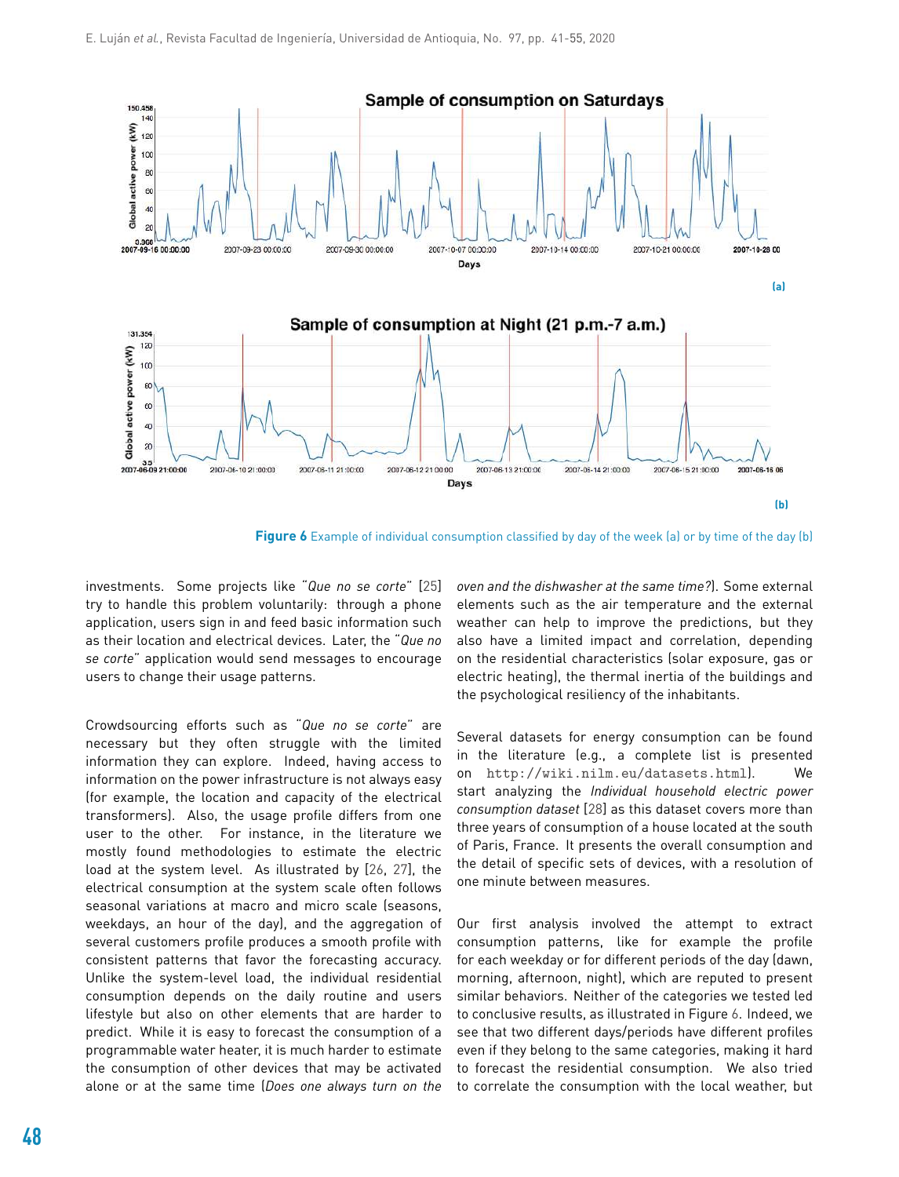**Figure 6** Example of individual consumption classified by day of the week (a) or by time of the day (b)

investments. Some projects like "*Que no se corte*" [25] try to handle this problem voluntarily: through a phone application, users sign in and feed basic information such as their location and electrical devices. Later, the "*Que no se corte*" application would send messages to encourage users to change their usage patterns.

Crowdsourcing efforts such as "*Que no se corte*" are necessary but they often struggle with the limited information they can explore. Indeed, having access to information on the power infrastructure is not always easy (for example, the location and capacity of the electrical transformers). Also, the usage profile differs from one user to the other. For instance, in the literature we mostly found methodologies to estimate the electric load at the system level. As illustrated by [26, 27], the electrical consumption at the system scale often follows seasonal variations at macro and micro scale (seasons, weekdays, an hour of the day), and the aggregation of several customers profile produces a smooth profile with consistent patterns that favor the forecasting accuracy. Unlike the system-level load, the individual residential consumption depends on the daily routine and users lifestyle but also on other elements that are harder to predict. While it is easy to forecast the consumption of a programmable water heater, it is much harder to estimate the consumption of other devices that may be activated alone or at the same time (*Does one always turn on the oven and the dishwasher at the same time?*). Some external elements such as the air temperature and the external weather can help to improve the predictions, but they also have a limited impact and correlation, depending on the residential characteristics (solar exposure, gas or electric heating), the thermal inertia of the buildings and the psychological resiliency of the inhabitants.

Several datasets for energy consumption can be found in the literature (e.g., a complete list is presented on `http://wiki.nilm.eu/datasets.html`). We start analyzing the *Individual household electric power consumption dataset* [28] as this dataset covers more than three years of consumption of a house located at the south of Paris, France. It presents the overall consumption and the detail of specific sets of devices, with a resolution of one minute between measures.

Our first analysis involved the attempt to extract consumption patterns, like for example the profile for each weekday or for different periods of the day (dawn, morning, afternoon, night), which are reputed to present similar behaviors. Neither of the categories we tested led to conclusive results, as illustrated in Figure 6. Indeed, we see that two different days/periods have different profiles even if they belong to the same categories, making it hard to forecast the residential consumption. We also tried to correlate the consumption with the local weather, but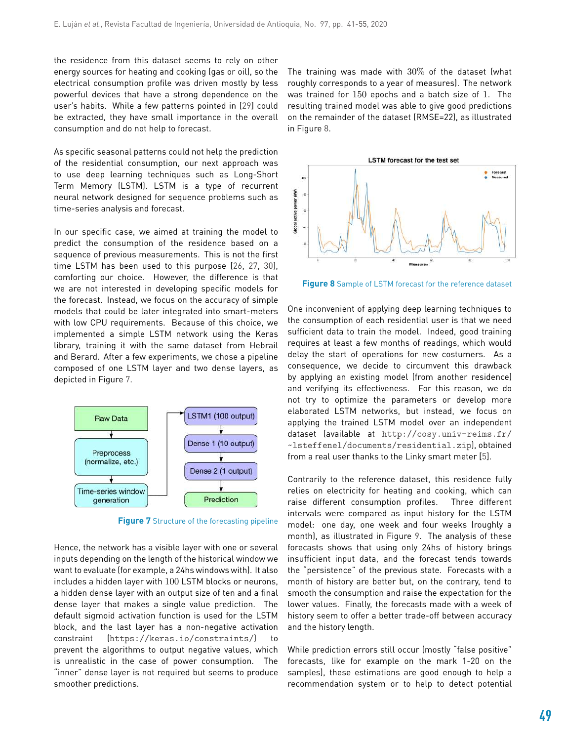the residence from this dataset seems to rely on other energy sources for heating and cooking (gas or oil), so the electrical consumption profile was driven mostly by less powerful devices that have a strong dependence on the user's habits. While a few patterns pointed in [29] could be extracted, they have small importance in the overall consumption and do not help to forecast.

As specific seasonal patterns could not help the prediction of the residential consumption, our next approach was to use deep learning techniques such as Long-Short Term Memory (LSTM). LSTM is a type of recurrent neural network designed for sequence problems such as time-series analysis and forecast.

In our specific case, we aimed at training the model to predict the consumption of the residence based on a sequence of previous measurements. This is not the first time LSTM has been used to this purpose [26, 27, 30], comforting our choice. However, the difference is that we are not interested in developing specific models for the forecast. Instead, we focus on the accuracy of simple models that could be later integrated into smart-meters with low CPU requirements. Because of this choice, we implemented a simple LSTM network using the Keras library, training it with the same dataset from Hebrail and Berard. After a few experiments, we chose a pipeline composed of one LSTM layer and two dense layers, as depicted in Figure 7.

Figure 7 Structure of the forecasting pipeline

Hence, the network has a visible layer with one or several inputs depending on the length of the historical window we want to evaluate (for example, a 24hs windows with). It also includes a hidden layer with $100$ LSTM blocks or neurons, a hidden dense layer with an output size of ten and a final dense layer that makes a single value prediction. The default sigmoid activation function is used for the LSTM block, and the last layer has a non-negative activation constraint (https://keras.io/constraints/) to prevent the algorithms to output negative values, which is unrealistic in the case of power consumption. The "inner" dense layer is not required but seems to produce smoother predictions.

The training was made with $30\%$ of the dataset (what roughly corresponds to a year of measures). The network was trained for $150$ epochs and a batch size of $1$. The resulting trained model was able to give good predictions on the remainder of the dataset (RMSE=22), as illustrated in Figure 8.

Figure 8 Sample of LSTM forecast for the reference dataset

One inconvenient of applying deep learning techniques to the consumption of each residential user is that we need sufficient data to train the model. Indeed, good training requires at least a few months of readings, which would delay the start of operations for new costumers. As a consequence, we decide to circumvent this drawback by applying an existing model (from another residence) and verifying its effectiveness. For this reason, we do not try to optimize the parameters or develop more elaborated LSTM networks, but instead, we focus on applying the trained LSTM model over an independent dataset (available at http://cosy.univ-reims.fr/~lsteffenel/documents/residential.zip), obtained from a real user thanks to the Linky smart meter [5].

Contrarily to the reference dataset, this residence fully relies on electricity for heating and cooking, which can raise different consumption profiles. Three different intervals were compared as input history for the LSTM model: one day, one week and four weeks (roughly a month), as illustrated in Figure 9. The analysis of these forecasts shows that using only 24hs of history brings insufficient input data, and the forecast tends towards the "persistence" of the previous state. Forecasts with a month of history are better but, on the contrary, tend to smooth the consumption and raise the expectation for the lower values. Finally, the forecasts made with a week of history seem to offer a better trade-off between accuracy and the history length.

While prediction errors still occur (mostly "false positive" forecasts, like for example on the mark 1-20 on the samples), these estimations are good enough to help a recommendation system or to help to detect potential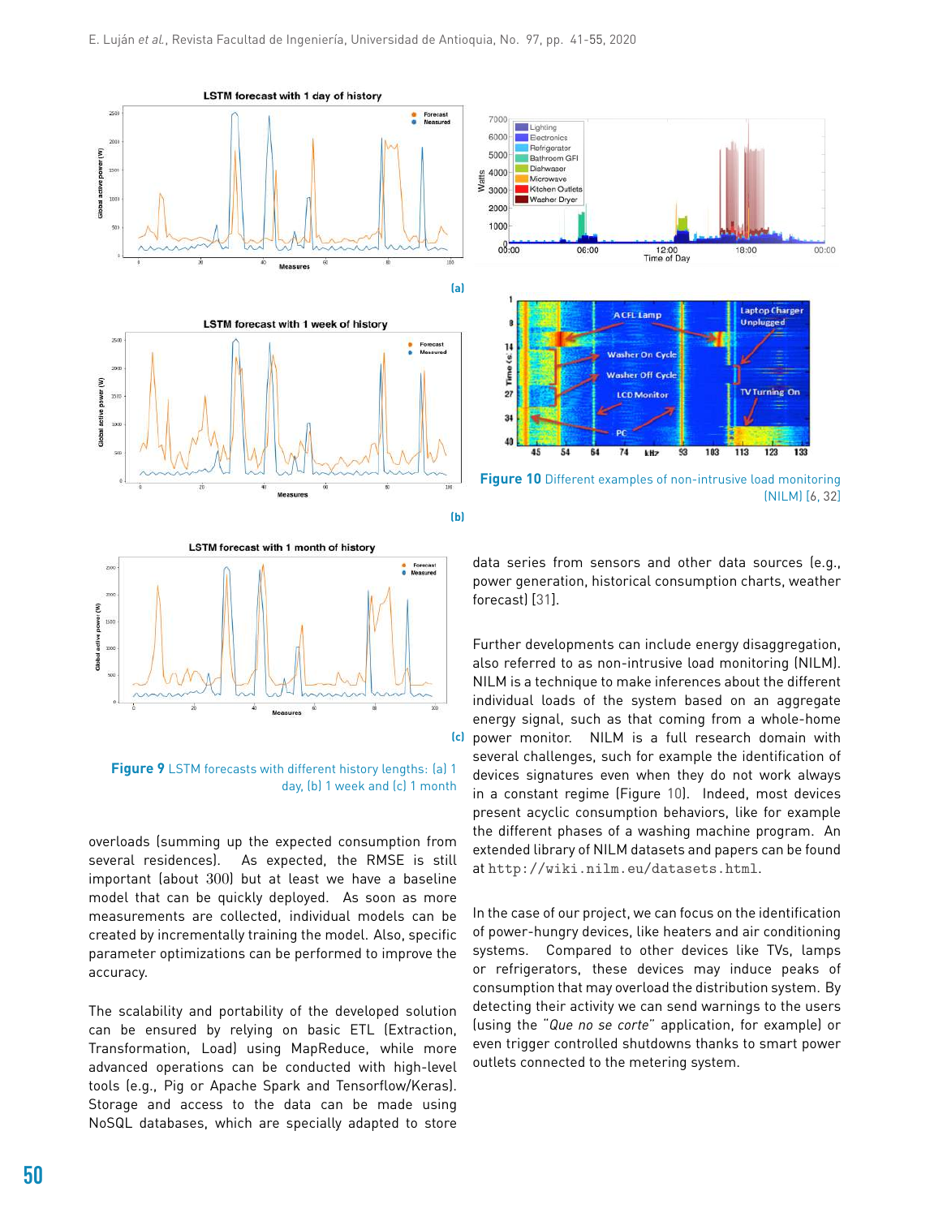**Figure 9** LSTM forecasts with different history lengths: (a) 1 day, (b) 1 week and (c) 1 month

overloads (summing up the expected consumption from several residences). As expected, the RMSE is still important (about 300) but at least we have a baseline model that can be quickly deployed. As soon as more measurements are collected, individual models can be created by incrementally training the model. Also, specific parameter optimizations can be performed to improve the accuracy.

The scalability and portability of the developed solution can be ensured by relying on basic ETL (Extraction, Transformation, Load) using MapReduce, while more advanced operations can be conducted with high-level tools (e.g., Pig or Apache Spark and Tensorflow/Keras). Storage and access to the data can be made using NoSQL databases, which are specially adapted to store data series from sensors and other data sources (e.g., power generation, historical consumption charts, weather forecast) [31].

**Figure 10** Different examples of non-intrusive load monitoring (NILM) [6, 32]

Further developments can include energy disaggregation, also referred to as non-intrusive load monitoring (NILM). NILM is a technique to make inferences about the different individual loads of the system based on an aggregate energy signal, such as that coming from a whole-home power monitor. NILM is a full research domain with several challenges, such for example the identification of devices signatures even when they do not work always in a constant regime (Figure 10). Indeed, most devices present acyclic consumption behaviors, like for example the different phases of a washing machine program. An extended library of NILM datasets and papers can be found at http://wiki.nilm.eu/datasets.html.

In the case of our project, we can focus on the identification of power-hungry devices, like heaters and air conditioning systems. Compared to other devices like TVs, lamps or refrigerators, these devices may induce peaks of consumption that may overload the distribution system. By detecting their activity we can send warnings to the users (using the "*Que no se corte*" application, for example) or even trigger controlled shutdowns thanks to smart power outlets connected to the metering system.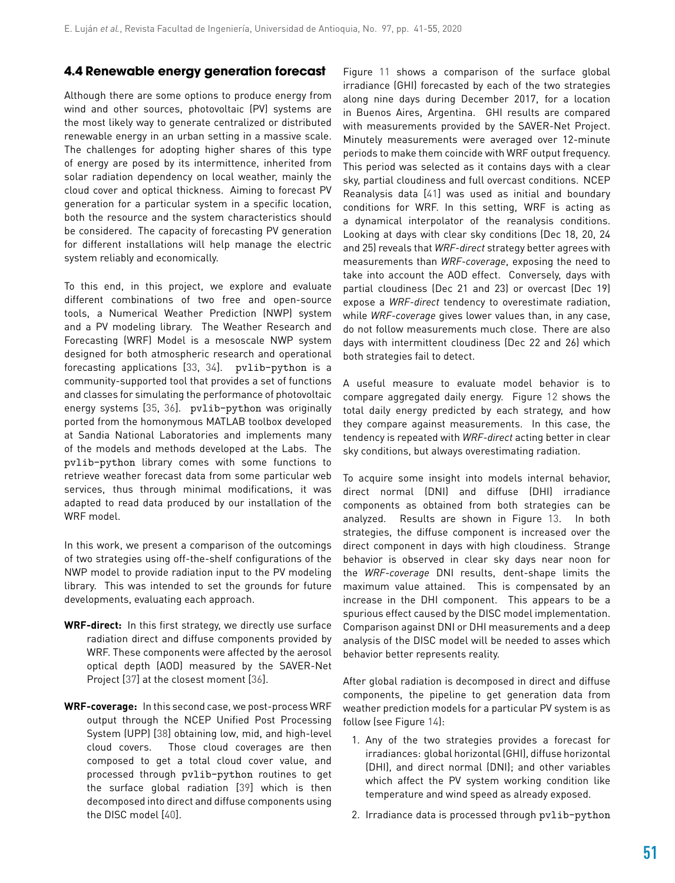### 4.4 Renewable energy generation forecast

Although there are some options to produce energy from wind and other sources, photovoltaic (PV) systems are the most likely way to generate centralized or distributed renewable energy in an urban setting in a massive scale. The challenges for adopting higher shares of this type of energy are posed by its intermittence, inherited from solar radiation dependency on local weather, mainly the cloud cover and optical thickness. Aiming to forecast PV generation for a particular system in a specific location, both the resource and the system characteristics should be considered. The capacity of forecasting PV generation for different installations will help manage the electric system reliably and economically.

To this end, in this project, we explore and evaluate different combinations of two free and open-source tools, a Numerical Weather Prediction (NWP) system and a PV modeling library. The Weather Research and Forecasting (WRF) Model is a mesoscale NWP system designed for both atmospheric research and operational forecasting applications [33, 34]. `pvlib-python` is a community-supported tool that provides a set of functions and classes for simulating the performance of photovoltaic energy systems [35, 36]. `pvlib-python` was originally ported from the homonymous MATLAB toolbox developed at Sandia National Laboratories and implements many of the models and methods developed at the Labs. The `pvlib-python` library comes with some functions to retrieve weather forecast data from some particular web services, thus through minimal modifications, it was adapted to read data produced by our installation of the WRF model.

In this work, we present a comparison of the outcomings of two strategies using off-the-shelf configurations of the NWP model to provide radiation input to the PV modeling library. This was intended to set the grounds for future developments, evaluating each approach.

**WRF-direct:** In this first strategy, we directly use surface radiation direct and diffuse components provided by WRF. These components were affected by the aerosol optical depth (AOD) measured by the SAVER-Net Project [37] at the closest moment [36].

**WRF-coverage:** In this second case, we post-process WRF output through the NCEP Unified Post Processing System (UPP) [38] obtaining low, mid, and high-level cloud covers. Those cloud coverages are then composed to get a total cloud cover value, and processed through `pvlib-python` routines to get the surface global radiation [39] which is then decomposed into direct and diffuse components using the DISC model [40].

Figure 11 shows a comparison of the surface global irradiance (GHI) forecasted by each of the two strategies along nine days during December 2017, for a location in Buenos Aires, Argentina. GHI results are compared with measurements provided by the SAVER-Net Project. Minutely measurements were averaged over 12-minute periods to make them coincide with WRF output frequency. This period was selected as it contains days with a clear sky, partial cloudiness and full overcast conditions. NCEP Reanalysis data [41] was used as initial and boundary conditions for WRF. In this setting, WRF is acting as a dynamical interpolator of the reanalysis conditions. Looking at days with clear sky conditions (Dec 18, 20, 24 and 25) reveals that *WRF-direct* strategy better agrees with measurements than *WRF-coverage*, exposing the need to take into account the AOD effect. Conversely, days with partial cloudiness (Dec 21 and 23) or overcast (Dec 19) expose a *WRF-direct* tendency to overestimate radiation, while *WRF-coverage* gives lower values than, in any case, do not follow measurements much close. There are also days with intermittent cloudiness (Dec 22 and 26) which both strategies fail to detect.

A useful measure to evaluate model behavior is to compare aggregated daily energy. Figure 12 shows the total daily energy predicted by each strategy, and how they compare against measurements. In this case, the tendency is repeated with *WRF-direct* acting better in clear sky conditions, but always overestimating radiation.

To acquire some insight into models internal behavior, direct normal (DNI) and diffuse (DHI) irradiance components as obtained from both strategies can be analyzed. Results are shown in Figure 13. In both strategies, the diffuse component is increased over the direct component in days with high cloudiness. Strange behavior is observed in clear sky days near noon for the *WRF-coverage* DNI results, dent-shape limits the maximum value attained. This is compensated by an increase in the DHI component. This appears to be a spurious effect caused by the DISC model implementation. Comparison against DNI or DHI measurements and a deep analysis of the DISC model will be needed to asses which behavior better represents reality.

After global radiation is decomposed in direct and diffuse components, the pipeline to get generation data from weather prediction models for a particular PV system is as follow (see Figure 14):

1. Any of the two strategies provides a forecast for irradiances: global horizontal (GHI), diffuse horizontal (DHI), and direct normal (DNI); and other variables which affect the PV system working condition like temperature and wind speed as already exposed.
2. Irradiance data is processed through `pvlib-python`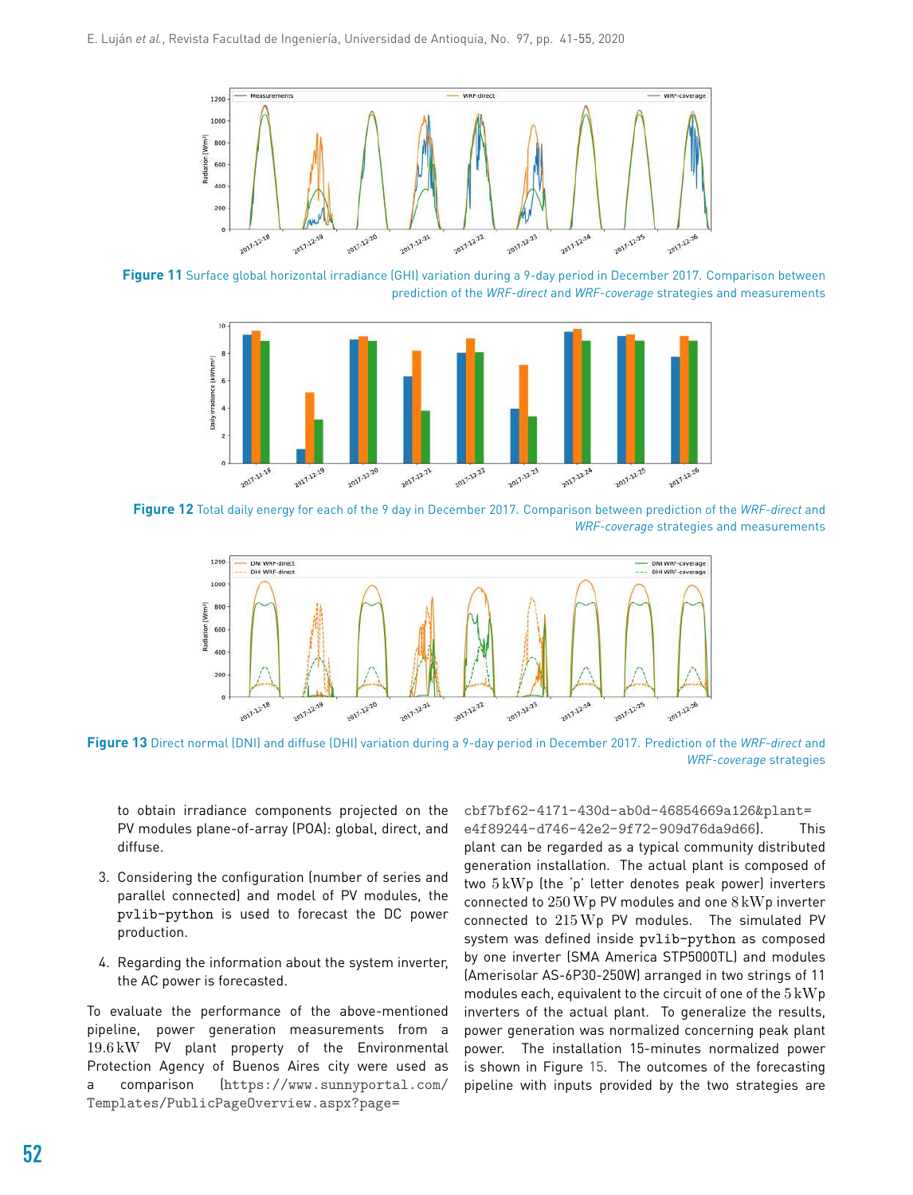Figure 11 Surface global horizontal irradiance (GHI) variation during a 9-day period in December 2017. Comparison between prediction of the *WRF-direct* and *WRF-coverage* strategies and measurements

Figure 12 Total daily energy for each of the 9 day in December 2017. Comparison between prediction of the *WRF-direct* and *WRF-coverage* strategies and measurements

Figure 13 Direct normal (DNI) and diffuse (DHI) variation during a 9-day period in December 2017. Prediction of the *WRF-direct* and *WRF-coverage* strategies

to obtain irradiance components projected on the PV modules plane-of-array (POA): global, direct, and diffuse.

3. Considering the configuration (number of series and parallel connected) and model of PV modules, the `pvlib-python` is used to forecast the DC power production.

4. Regarding the information about the system inverter, the AC power is forecasted.

To evaluate the performance of the above-mentioned pipeline, power generation measurements from a $19.6\,\mathrm{kW}$ PV plant property of the Environmental Protection Agency of Buenos Aires city were used as a comparison (https://www.sunnyportal.com/Templates/PublicPageOverview.aspx?page=cbf7bf62-4171-430d-ab0d-46854669a126&plant=e4f89244-d746-42e2-9f72-909d76da9d66). This plant can be regarded as a typical community distributed generation installation. The actual plant is composed of two $5\,\mathrm{kWp}$ (the 'p' letter denotes peak power) inverters connected to $250\,\mathrm{Wp}$ PV modules and one $8\,\mathrm{kWp}$ inverter connected to $215\,\mathrm{Wp}$ PV modules. The simulated PV system was defined inside `pvlib-python` as composed by one inverter (SMA America STP5000TL) and modules (Amerisolar AS-6P30-250W) arranged in two strings of 11 modules each, equivalent to the circuit of one of the $5\,\mathrm{kWp}$ inverters of the actual plant. To generalize the results, power generation was normalized concerning peak plant power. The installation 15-minutes normalized power is shown in Figure 15. The outcomes of the forecasting pipeline with inputs provided by the two strategies are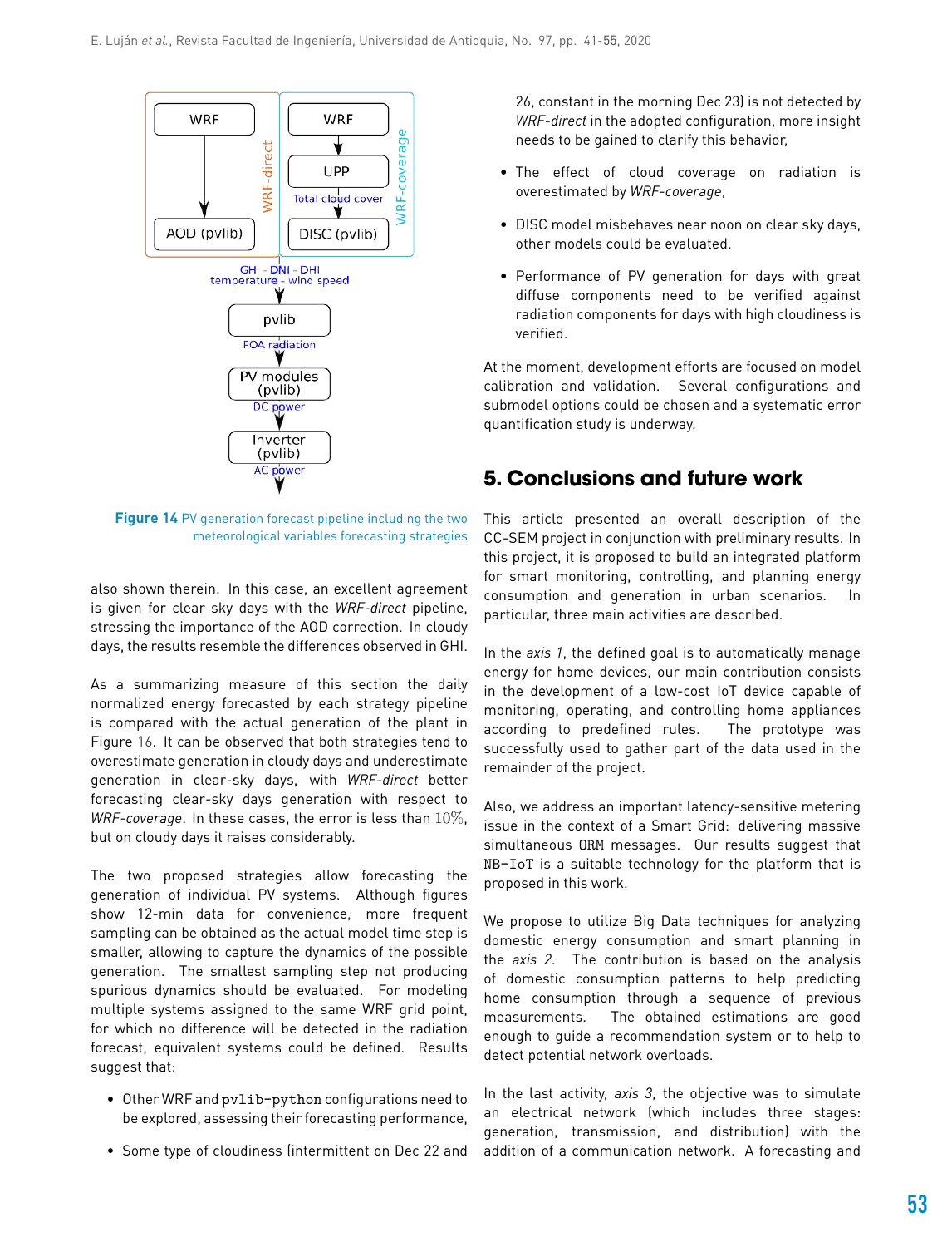Figure 14 PV generation forecast pipeline including the two meteorological variables forecasting strategies

also shown therein. In this case, an excellent agreement is given for clear sky days with the *WRF-direct* pipeline, stressing the importance of the AOD correction. In cloudy days, the results resemble the differences observed in GHI.

As a summarizing measure of this section the daily normalized energy forecasted by each strategy pipeline is compared with the actual generation of the plant in Figure 16. It can be observed that both strategies tend to overestimate generation in cloudy days and underestimate generation in clear-sky days, with *WRF-direct* better forecasting clear-sky days generation with respect to *WRF-coverage*. In these cases, the error is less than $10\%$, but on cloudy days it raises considerably.

The two proposed strategies allow forecasting the generation of individual PV systems. Although figures show 12-min data for convenience, more frequent sampling can be obtained as the actual model time step is smaller, allowing to capture the dynamics of the possible generation. The smallest sampling step not producing spurious dynamics should be evaluated. For modeling multiple systems assigned to the same WRF grid point, for which no difference will be detected in the radiation forecast, equivalent systems could be defined. Results suggest that:

- Other WRF and `pvlib-python` configurations need to be explored, assessing their forecasting performance,
- Some type of cloudiness (intermittent on Dec 22 and 26, constant in the morning Dec 23) is not detected by *WRF-direct* in the adopted configuration, more insight needs to be gained to clarify this behavior,
- The effect of cloud coverage on radiation is overestimated by *WRF-coverage*,
- DISC model misbehaves near noon on clear sky days, other models could be evaluated.
- Performance of PV generation for days with great diffuse components need to be verified against radiation components for days with high cloudiness is verified.

At the moment, development efforts are focused on model calibration and validation. Several configurations and submodel options could be chosen and a systematic error quantification study is underway.

## 5. Conclusions and future work

This article presented an overall description of the CC-SEM project in conjunction with preliminary results. In this project, it is proposed to build an integrated platform for smart monitoring, controlling, and planning energy consumption and generation in urban scenarios. In particular, three main activities are described.

In the *axis 1*, the defined goal is to automatically manage energy for home devices, our main contribution consists in the development of a low-cost IoT device capable of monitoring, operating, and controlling home appliances according to predefined rules. The prototype was successfully used to gather part of the data used in the remainder of the project.

Also, we address an important latency-sensitive metering issue in the context of a Smart Grid: delivering massive simultaneous `ORM` messages. Our results suggest that `NB-IoT` is a suitable technology for the platform that is proposed in this work.

We propose to utilize Big Data techniques for analyzing domestic energy consumption and smart planning in the *axis 2*. The contribution is based on the analysis of domestic consumption patterns to help predicting home consumption through a sequence of previous measurements. The obtained estimations are good enough to guide a recommendation system or to help to detect potential network overloads.

In the last activity, *axis 3*, the objective was to simulate an electrical network (which includes three stages: generation, transmission, and distribution) with the addition of a communication network. A forecasting and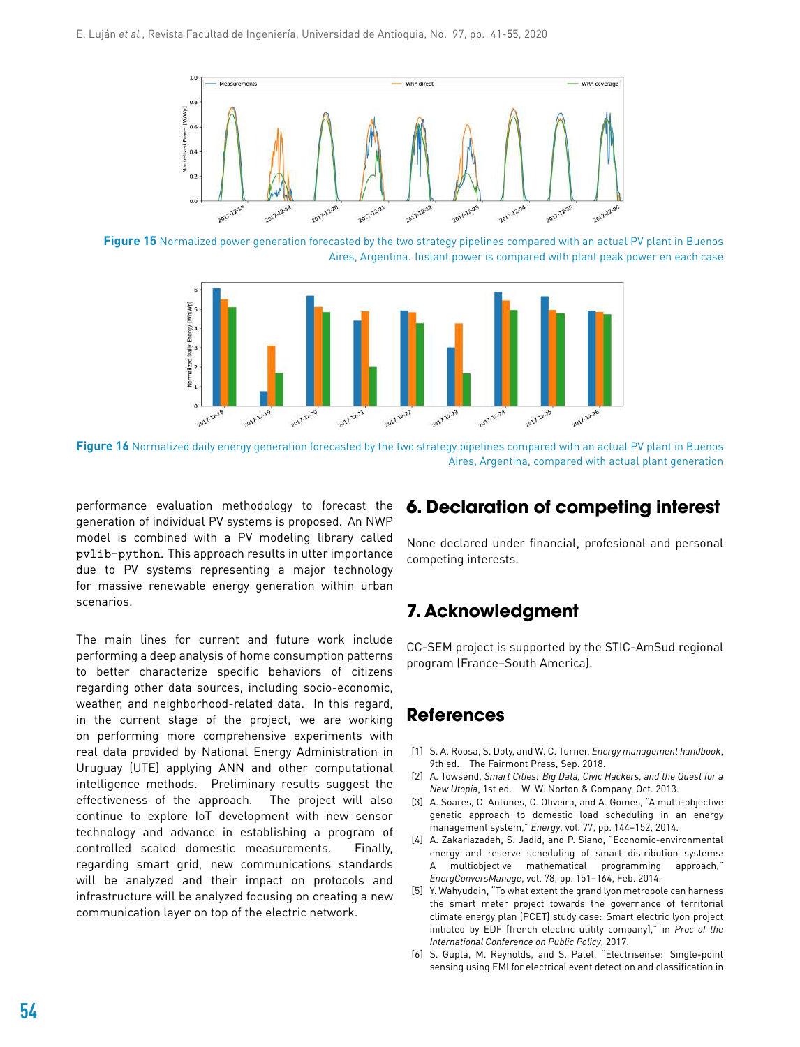Figure 15 Normalized power generation forecasted by the two strategy pipelines compared with an actual PV plant in Buenos Aires, Argentina. Instant power is compared with plant peak power en each case

Figure 16 Normalized daily energy generation forecasted by the two strategy pipelines compared with an actual PV plant in Buenos Aires, Argentina, compared with actual plant generation

performance evaluation methodology to forecast the generation of individual PV systems is proposed. An NWP model is combined with a PV modeling library called `pvlib-python`. This approach results in utter importance due to PV systems representing a major technology for massive renewable energy generation within urban scenarios.

The main lines for current and future work include performing a deep analysis of home consumption patterns to better characterize specific behaviors of citizens regarding other data sources, including socio-economic, weather, and neighborhood-related data. In this regard, in the current stage of the project, we are working on performing more comprehensive experiments with real data provided by National Energy Administration in Uruguay (UTE) applying ANN and other computational intelligence methods. Preliminary results suggest the effectiveness of the approach. The project will also continue to explore IoT development with new sensor technology and advance in establishing a program of controlled scaled domestic measurements. Finally, regarding smart grid, new communications standards will be analyzed and their impact on protocols and infrastructure will be analyzed focusing on creating a new communication layer on top of the electric network.

# 6. Declaration of competing interest

None declared under financial, profesional and personal competing interests.

# 7. Acknowledgment

CC-SEM project is supported by the STIC-AmSud regional program (France–South America).

# References

[1] S. A. Roosa, S. Doty, and W. C. Turner, *Energy management handbook*, 9th ed. The Fairmont Press, Sep. 2018.

[2] A. Towsend, *Smart Cities: Big Data, Civic Hackers, and the Quest for a New Utopia*, 1st ed. W. W. Norton & Company, Oct. 2013.

[3] A. Soares, C. Antunes, C. Oliveira, and A. Gomes, "A multi-objective genetic approach to domestic load scheduling in an energy management system," *Energy*, vol. 77, pp. 144–152, 2014.

[4] A. Zakariazadeh, S. Jadid, and P. Siano, "Economic-environmental energy and reserve scheduling of smart distribution systems: A multiobjective mathematical programming approach," *EnergConversManage*, vol. 78, pp. 151–164, Feb. 2014.

[5] Y. Wahyuddin, "To what extent the grand lyon metropole can harness the smart meter project towards the governance of territorial climate energy plan (PCET) study case: Smart electric lyon project initiated by EDF [french electric utility company]," in *Proc of the International Conference on Public Policy*, 2017.

[6] S. Gupta, M. Reynolds, and S. Patel, "Electrisense: Single-point sensing using EMI for electrical event detection and classification in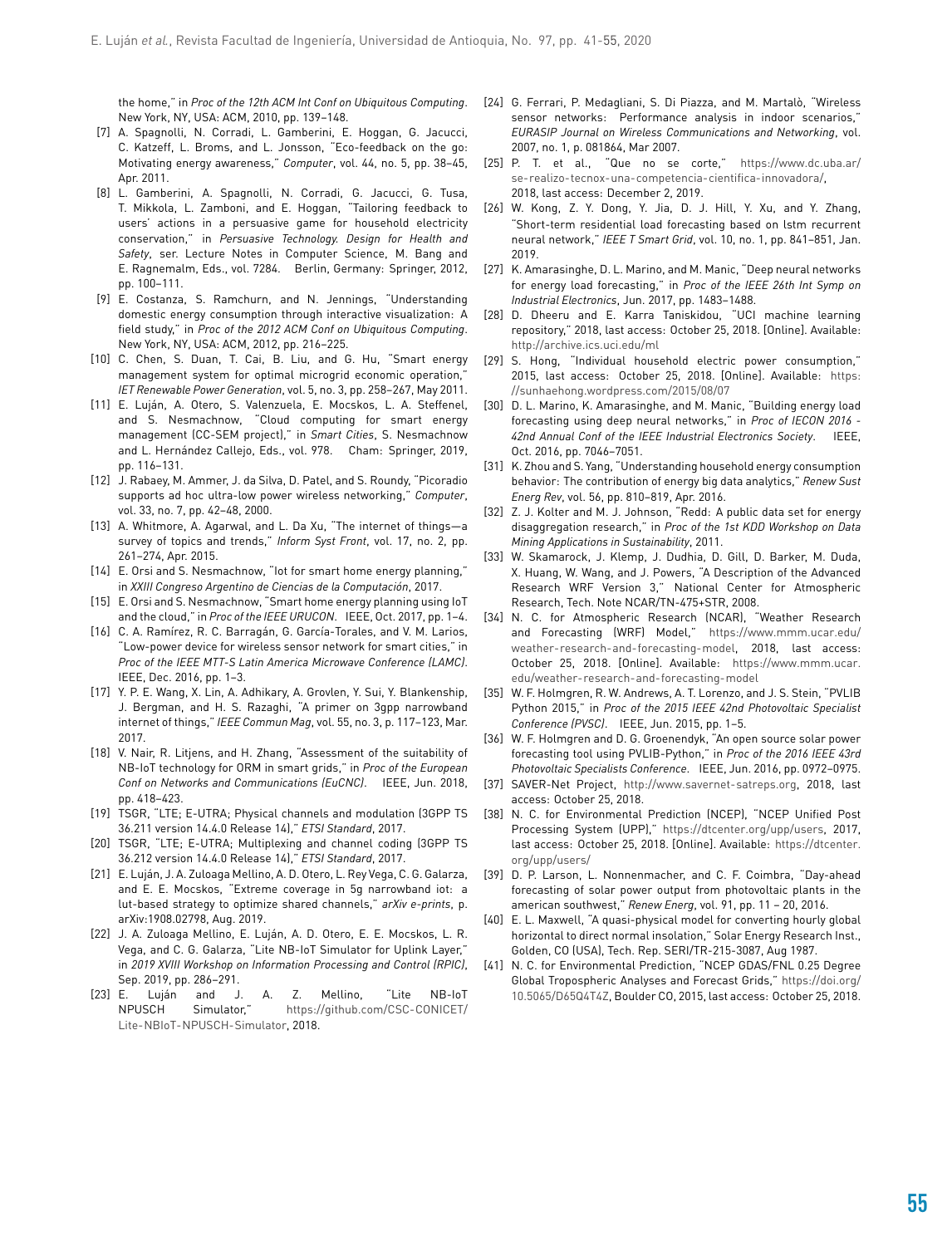the home," in *Proc of the 12th ACM Int Conf on Ubiquitous Computing*. New York, NY, USA: ACM, 2010, pp. 139–148.

[7] A. Spagnolli, N. Corradi, L. Gamberini, E. Hoggan, G. Jacucci, C. Katzeff, L. Broms, and L. Jonsson, "Eco-feedback on the go: Motivating energy awareness," *Computer*, vol. 44, no. 5, pp. 38–45, Apr. 2011.

[8] L. Gamberini, A. Spagnolli, N. Corradi, G. Jacucci, G. Tusa, T. Mikkola, L. Zamboni, and E. Hoggan, "Tailoring feedback to users' actions in a persuasive game for household electricity conservation," in *Persuasive Technology. Design for Health and Safety*, ser. Lecture Notes in Computer Science, M. Bang and E. Ragnemalm, Eds., vol. 7284. Berlin, Germany: Springer, 2012, pp. 100–111.

[9] E. Costanza, S. Ramchurn, and N. Jennings, "Understanding domestic energy consumption through interactive visualization: A field study," in *Proc of the 2012 ACM Conf on Ubiquitous Computing*. New York, NY, USA: ACM, 2012, pp. 216–225.

[10] C. Chen, S. Duan, T. Cai, B. Liu, and G. Hu, "Smart energy management system for optimal microgrid economic operation," *IET Renewable Power Generation*, vol. 5, no. 3, pp. 258–267, May 2011.

[11] E. Luján, A. Otero, S. Valenzuela, E. Mocskos, L. A. Steffenel, and S. Nesmachnow, "Cloud computing for smart energy management (CC-SEM project)," in *Smart Cities*, S. Nesmachnow and L. Hernández Callejo, Eds., vol. 978. Cham: Springer, 2019, pp. 116–131.

[12] J. Rabaey, M. Ammer, J. da Silva, D. Patel, and S. Roundy, "Picoradio supports ad hoc ultra-low power wireless networking," *Computer*, vol. 33, no. 7, pp. 42–48, 2000.

[13] A. Whitmore, A. Agarwal, and L. Da Xu, "The internet of things—a survey of topics and trends," *Inform Syst Front*, vol. 17, no. 2, pp. 261–274, Apr. 2015.

[14] E. Orsi and S. Nesmachnow, "Iot for smart home energy planning," in *XXIII Congreso Argentino de Ciencias de la Computación*, 2017.

[15] E. Orsi and S. Nesmachnow, "Smart home energy planning using IoT and the cloud," in *Proc of the IEEE URUCON*. IEEE, Oct. 2017, pp. 1–4.

[16] C. A. Ramírez, R. C. Barragán, G. García-Torales, and V. M. Larios, "Low-power device for wireless sensor network for smart cities," in *Proc of the IEEE MTT-S Latin America Microwave Conference (LAMC)*. IEEE, Dec. 2016, pp. 1–3.

[17] Y. P. E. Wang, X. Lin, A. Adhikary, A. Grovlen, Y. Sui, Y. Blankenship, J. Bergman, and H. S. Razaghi, "A primer on 3gpp narrowband internet of things," *IEEE Commun Mag*, vol. 55, no. 3, p. 117–123, Mar. 2017.

[18] V. Nair, R. Litjens, and H. Zhang, "Assessment of the suitability of NB-IoT technology for ORM in smart grids," in *Proc of the European Conf on Networks and Communications (EuCNC)*. IEEE, Jun. 2018, pp. 418–423.

[19] TSGR, "LTE; E-UTRA; Physical channels and modulation (3GPP TS 36.211 version 14.4.0 Release 14)," *ETSI Standard*, 2017.

[20] TSGR, "LTE; E-UTRA; Multiplexing and channel coding (3GPP TS 36.212 version 14.4.0 Release 14)," *ETSI Standard*, 2017.

[21] E. Luján, J. A. Zuloaga Mellino, A. D. Otero, L. Rey Vega, C. G. Galarza, and E. E. Mocskos, "Extreme coverage in 5g narrowband iot: a lut-based strategy to optimize shared channels," *arXiv e-prints*, p. arXiv:1908.02798, Aug. 2019.

[22] J. A. Zuloaga Mellino, E. Luján, A. D. Otero, E. E. Mocskos, L. R. Vega, and C. G. Galarza, "Lite NB-IoT Simulator for Uplink Layer," in *2019 XVIII Workshop on Information Processing and Control (RPIC)*, Sep. 2019, pp. 286–291.

[23] E. Luján and J. A. Z. Mellino, "Lite NB-IoT NPUSCH Simulator," https://github.com/CSC-CONICET/Lite-NBIoT-NPUSCH-Simulator, 2018.

[24] G. Ferrari, P. Medagliani, S. Di Piazza, and M. Martalò, "Wireless sensor networks: Performance analysis in indoor scenarios," *EURASIP Journal on Wireless Communications and Networking*, vol. 2007, no. 1, p. 081864, Mar 2007.

[25] P. T. et al., "Que no se corte," https://www.dc.uba.ar/se-realizo-tecnox-una-competencia-cientifica-innovadora/, 2018, last access: December 2, 2019.

[26] W. Kong, Z. Y. Dong, Y. Jia, D. J. Hill, Y. Xu, and Y. Zhang, "Short-term residential load forecasting based on lstm recurrent neural network," *IEEE T Smart Grid*, vol. 10, no. 1, pp. 841–851, Jan. 2019.

[27] K. Amarasinghe, D. L. Marino, and M. Manic, "Deep neural networks for energy load forecasting," in *Proc of the IEEE 26th Int Symp on Industrial Electronics*, Jun. 2017, pp. 1483–1488.

[28] D. Dheeru and E. Karra Taniskidou, "UCI machine learning repository," 2018, last access: October 25, 2018. [Online]. Available: http://archive.ics.uci.edu/ml

[29] S. Hong, "Individual household electric power consumption," 2015, last access: October 25, 2018. [Online]. Available: https://sunhaehong.wordpress.com/2015/08/07

[30] D. L. Marino, K. Amarasinghe, and M. Manic, "Building energy load forecasting using deep neural networks," in *Proc of IECON 2016 - 42nd Annual Conf of the IEEE Industrial Electronics Society*. IEEE, Oct. 2016, pp. 7046–7051.

[31] K. Zhou and S. Yang, "Understanding household energy consumption behavior: The contribution of energy big data analytics," *Renew Sust Energ Rev*, vol. 56, pp. 810–819, Apr. 2016.

[32] Z. J. Kolter and M. J. Johnson, "Redd: A public data set for energy disaggregation research," in *Proc of the 1st KDD Workshop on Data Mining Applications in Sustainability*, 2011.

[33] W. Skamarock, J. Klemp, J. Dudhia, D. Gill, D. Barker, M. Duda, X. Huang, W. Wang, and J. Powers, "A Description of the Advanced Research WRF Version 3," National Center for Atmospheric Research, Tech. Note NCAR/TN-475+STR, 2008.

[34] N. C. for Atmospheric Research (NCAR), "Weather Research and Forecasting (WRF) Model," https://www.mmm.ucar.edu/weather-research-and-forecasting-model, 2018, last access: October 25, 2018. [Online]. Available: https://www.mmm.ucar.edu/weather-research-and-forecasting-model

[35] W. F. Holmgren, R. W. Andrews, A. T. Lorenzo, and J. S. Stein, "PVLIB Python 2015," in *Proc of the 2015 IEEE 42nd Photovoltaic Specialist Conference (PVSC)*. IEEE, Jun. 2015, pp. 1–5.

[36] W. F. Holmgren and D. G. Groenendyk, "An open source solar power forecasting tool using PVLIB-Python," in *Proc of the 2016 IEEE 43rd Photovoltaic Specialists Conference*. IEEE, Jun. 2016, pp. 0972–0975.

[37] SAVER-Net Project, http://www.savernet-satreps.org, 2018, last access: October 25, 2018.

[38] N. C. for Environmental Prediction (NCEP), "NCEP Unified Post Processing System (UPP)," https://dtcenter.org/upp/users, 2017, last access: October 25, 2018. [Online]. Available: https://dtcenter.org/upp/users/

[39] D. P. Larson, L. Nonnenmacher, and C. F. Coimbra, "Day-ahead forecasting of solar power output from photovoltaic plants in the american southwest," *Renew Energ*, vol. 91, pp. 11 – 20, 2016.

[40] E. L. Maxwell, "A quasi-physical model for converting hourly global horizontal to direct normal insolation," Solar Energy Research Inst., Golden, CO (USA), Tech. Rep. SERI/TR-215-3087, Aug 1987.

[41] N. C. for Environmental Prediction, "NCEP GDAS/FNL 0.25 Degree Global Tropospheric Analyses and Forecast Grids," https://doi.org/10.5065/D65Q4T4Z, Boulder CO, 2015, last access: October 25, 2018.